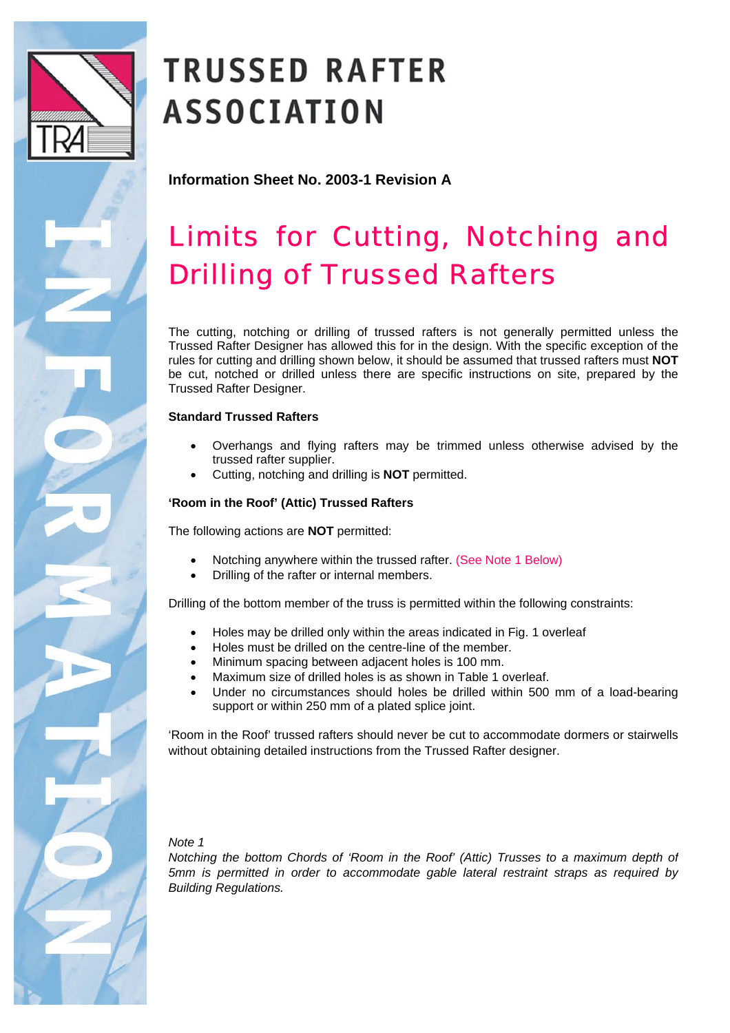# TRUSSED RAFTER ASSOCIATION

**Information Sheet No. 2003-1 Revision A**

## Limits for Cutting, Notching and Drilling of Trussed Rafters

The cutting, notching or drilling of trussed rafters is not generally permitted unless the Trussed Rafter Designer has allowed this for in the design. With the specific exception of the rules for cutting and drilling shown below, it should be assumed that trussed rafters must **NOT** be cut, notched or drilled unless there are specific instructions on site, prepared by the Trussed Rafter Designer.

**Standard Trussed Rafters**

- Overhangs and flying rafters may be trimmed unless otherwise advised by the trussed rafter supplier.
- Cutting, notching and drilling is **NOT** permitted.

**'Room in the Roof' (Attic) Trussed Rafters**

The following actions are **NOT** permitted:

- Notching anywhere within the trussed rafter. (See Note 1 Below)
- Drilling of the rafter or internal members.

Drilling of the bottom member of the truss is permitted within the following constraints:

- Holes may be drilled only within the areas indicated in Fig. 1 overleaf
- Holes must be drilled on the centre-line of the member.
- Minimum spacing between adjacent holes is 100 mm.
- Maximum size of drilled holes is as shown in Table 1 overleaf.
- Under no circumstances should holes be drilled within 500 mm of a load-bearing support or within 250 mm of a plated splice joint.

'Room in the Roof' trussed rafters should never be cut to accommodate dormers or stairwells without obtaining detailed instructions from the Trussed Rafter designer.

*Note 1*

*Notching the bottom Chords of 'Room in the Roof' (Attic) Trusses to a maximum depth of 5mm is permitted in order to accommodate gable lateral restraint straps as required by Building Regulations.*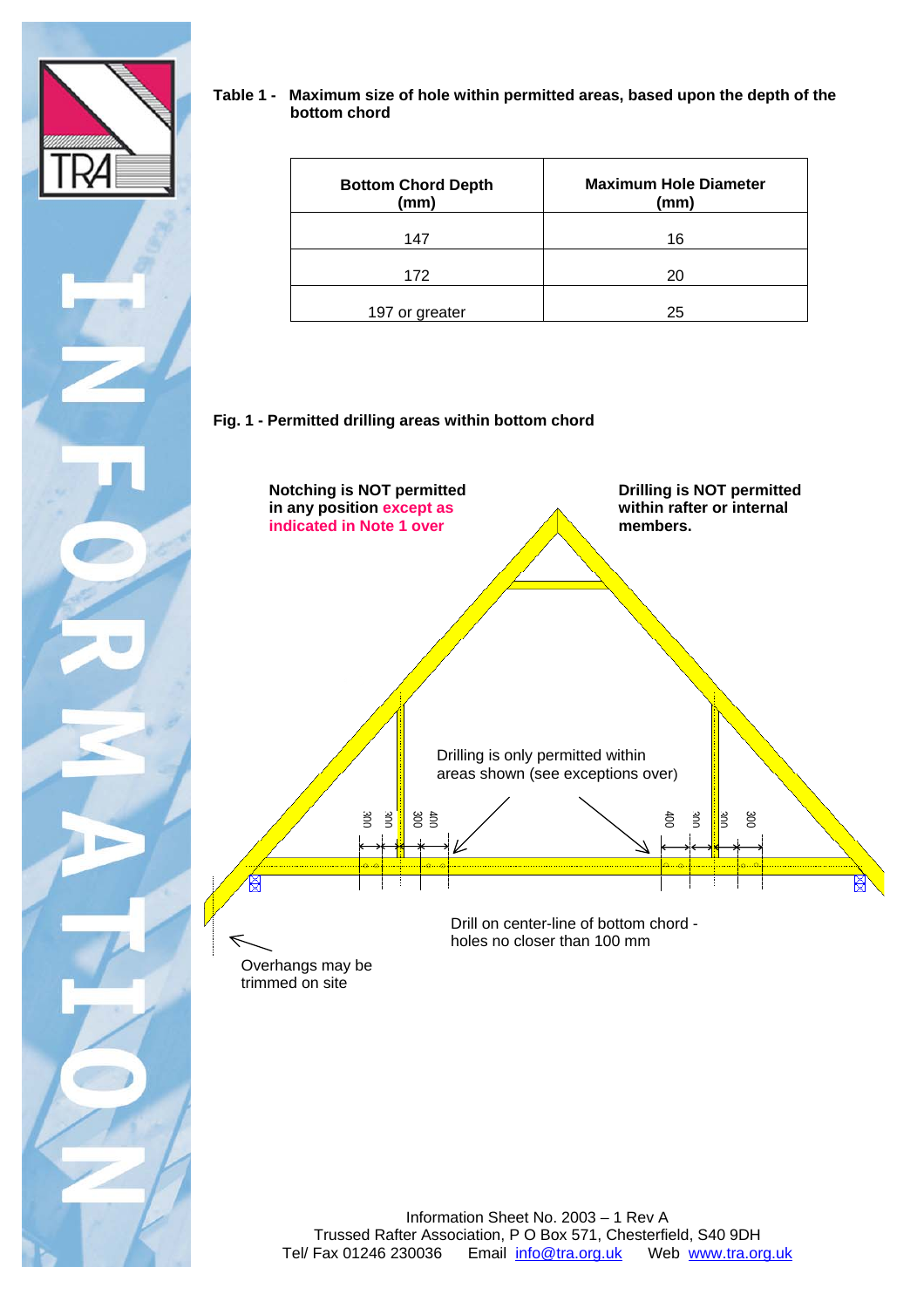**Table 1 - Maximum size of hole within permitted areas, based upon the depth of the bottom chord**

| Bottom Chord Depth (mm) | Maximum Hole Diameter (mm) |
|---|---|
| 147 | 16 |
| 172 | 20 |
| 197 or greater | 25 |

**Fig. 1 - Permitted drilling areas within bottom chord**

**Notching is NOT permitted in any position except as indicated in Note 1 over**

**Drilling is NOT permitted within rafter or internal members.**

Drilling is only permitted within areas shown (see exceptions over)

300 300 300 400

400 300 300 300

Drill on center-line of bottom chord - holes no closer than 100 mm

Overhangs may be trimmed on site

Information Sheet No. 2003 – 1 Rev A
Trussed Rafter Association, P O Box 571, Chesterfield, S40 9DH
Tel/ Fax 01246 230036 Email info@tra.org.uk Web www.tra.org.uk